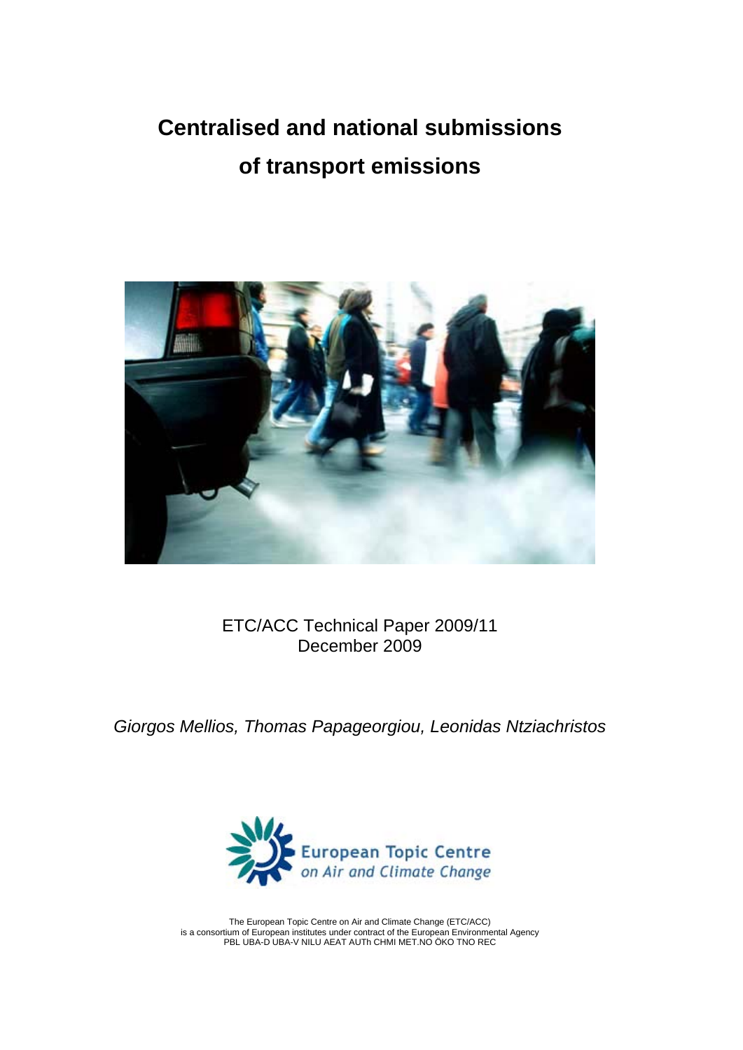# Centralised and national submissions of transport emissions

ETC/ACC Technical Paper 2009/11
December 2009

*Giorgos Mellios, Thomas Papageorgiou, Leonidas Ntziachristos*

European Topic Centre on Air and Climate Change

The European Topic Centre on Air and Climate Change (ETC/ACC) is a consortium of European institutes under contract of the European Environmental Agency
PBL UBA-D UBA-V NILU AEAT AUTh CHMI MET.NO ÖKO TNO REC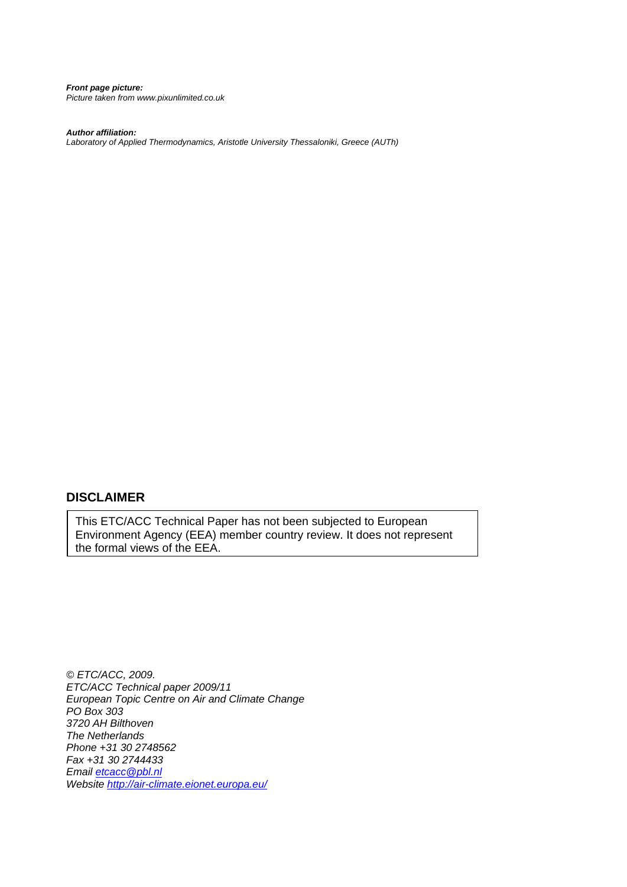***Front page picture:***
*Picture taken from www.pixunlimited.co.uk*

***Author affiliation:***
*Laboratory of Applied Thermodynamics, Aristotle University Thessaloniki, Greece (AUTh)*

## DISCLAIMER

This ETC/ACC Technical Paper has not been subjected to European Environment Agency (EEA) member country review. It does not represent the formal views of the EEA.

*© ETC/ACC, 2009.*
*ETC/ACC Technical paper 2009/11*
*European Topic Centre on Air and Climate Change*
*PO Box 303*
*3720 AH Bilthoven*
*The Netherlands*
*Phone +31 30 2748562*
*Fax +31 30 2744433*
*Email etcacc@pbl.nl*
*Website http://air-climate.eionet.europa.eu/*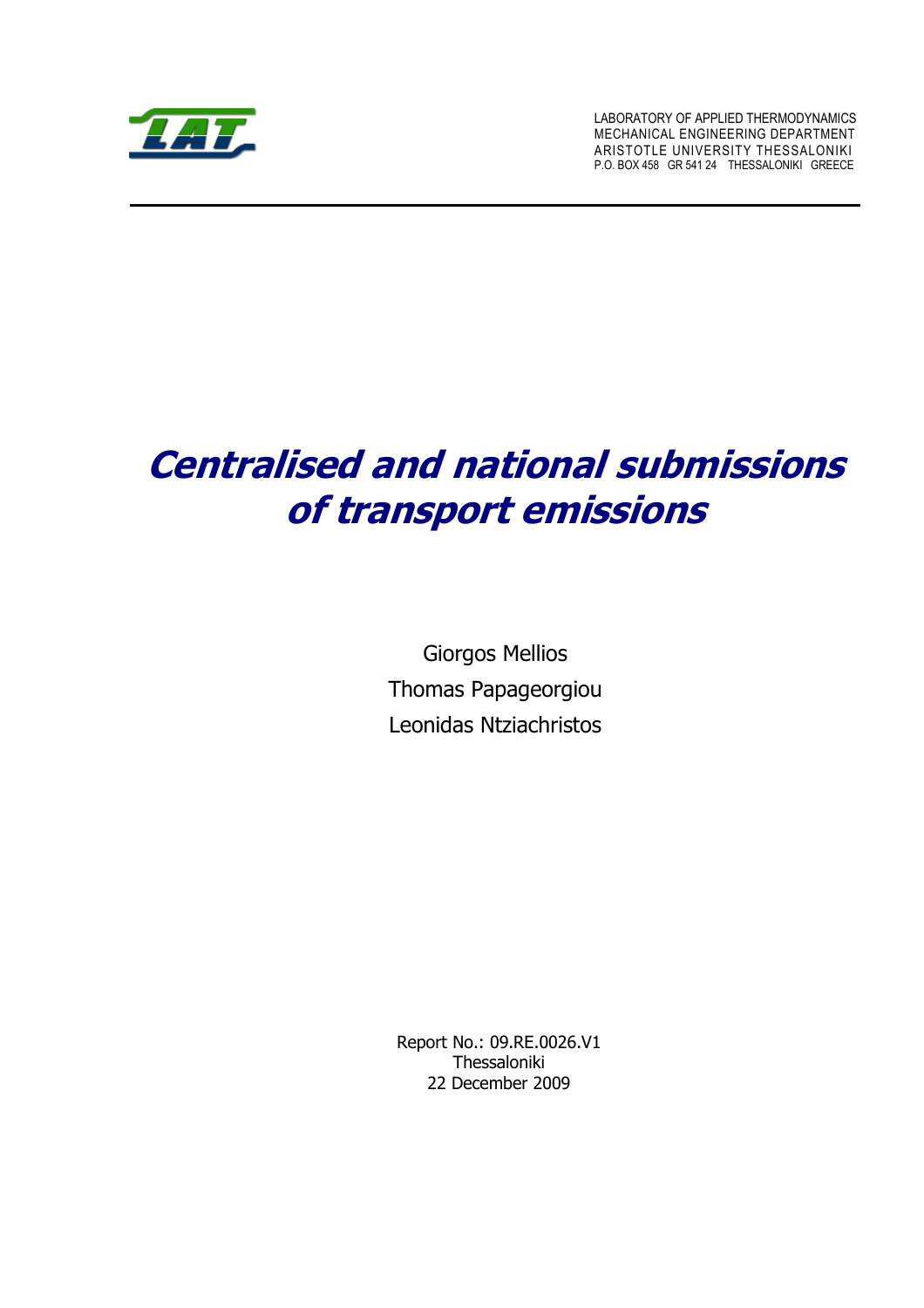LABORATORY OF APPLIED THERMODYNAMICS
MECHANICAL ENGINEERING DEPARTMENT
ARISTOTLE UNIVERSITY THESSALONIKI
P.O. BOX 458 GR 541 24 THESSALONIKI GREECE

# *Centralised and national submissions of transport emissions*

Giorgos Mellios

Thomas Papageorgiou

Leonidas Ntziachristos

Report No.: 09.RE.0026.V1
Thessaloniki
22 December 2009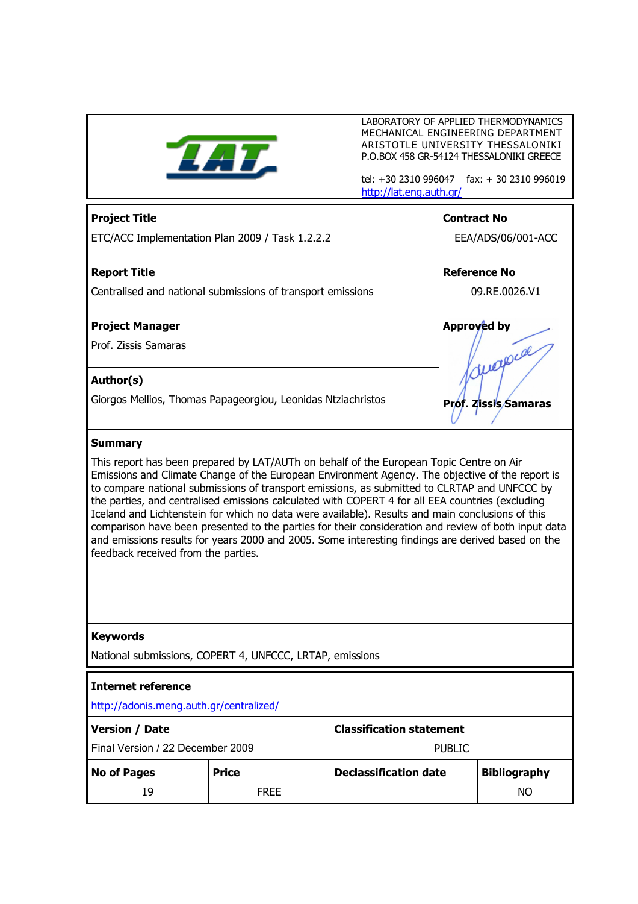LABORATORY OF APPLIED THERMODYNAMICS
MECHANICAL ENGINEERING DEPARTMENT
ARISTOTLE UNIVERSITY THESSALONIKI
P.O.BOX 458 GR-54124 THESSALONIKI GREECE

tel: +30 2310 996047 fax: + 30 2310 996019
http://lat.eng.auth.gr/

| **Project Title** | **Contract No** |
|---|---|
| ETC/ACC Implementation Plan 2009 / Task 1.2.2.2 | EEA/ADS/06/001-ACC |
| **Report Title** | **Reference No** |
| Centralised and national submissions of transport emissions | 09.RE.0026.V1 |
| **Project Manager** | **Approved by** |
| Prof. Zissis Samaras | |
| **Author(s)** | |
| Giorgos Mellios, Thomas Papageorgiou, Leonidas Ntziachristos | **Prof. Zissis Samaras** |

**Summary**

This report has been prepared by LAT/AUTh on behalf of the European Topic Centre on Air Emissions and Climate Change of the European Environment Agency. The objective of the report is to compare national submissions of transport emissions, as submitted to CLRTAP and UNFCCC by the parties, and centralised emissions calculated with COPERT 4 for all EEA countries (excluding Iceland and Lichtenstein for which no data were available). Results and main conclusions of this comparison have been presented to the parties for their consideration and review of both input data and emissions results for years 2000 and 2005. Some interesting findings are derived based on the feedback received from the parties.

**Keywords**

National submissions, COPERT 4, UNFCCC, LRTAP, emissions

**Internet reference**

http://adonis.meng.auth.gr/centralized/

| **Version / Date** | | **Classification statement** | |
|---|---|---|---|
| Final Version / 22 December 2009 | | PUBLIC | |
| **No of Pages** | **Price** | **Declassification date** | **Bibliography** |
| 19 | FREE | | NO |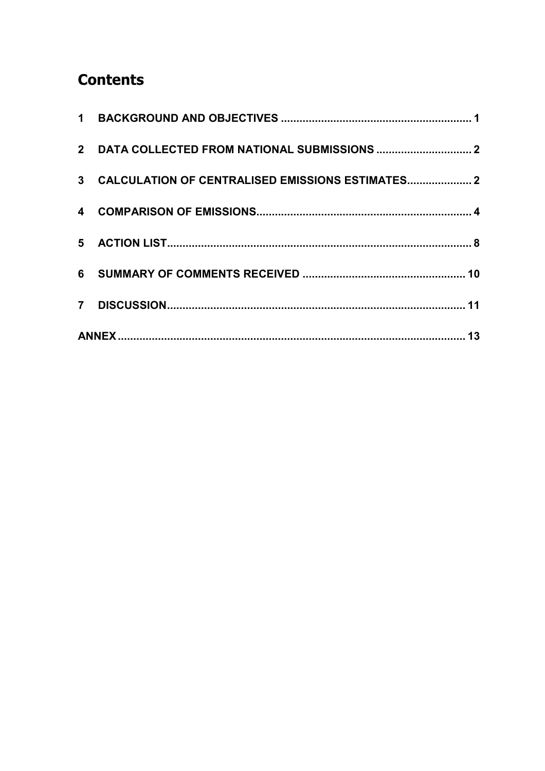# Contents

1 BACKGROUND AND OBJECTIVES ............................................................. 1

2 DATA COLLECTED FROM NATIONAL SUBMISSIONS .............................. 2

3 CALCULATION OF CENTRALISED EMISSIONS ESTIMATES.................... 2

4 COMPARISON OF EMISSIONS..................................................................... 4

5 ACTION LIST................................................................................................. 8

6 SUMMARY OF COMMENTS RECEIVED .................................................... 10

7 DISCUSSION................................................................................................ 11

ANNEX ................................................................................................................ 13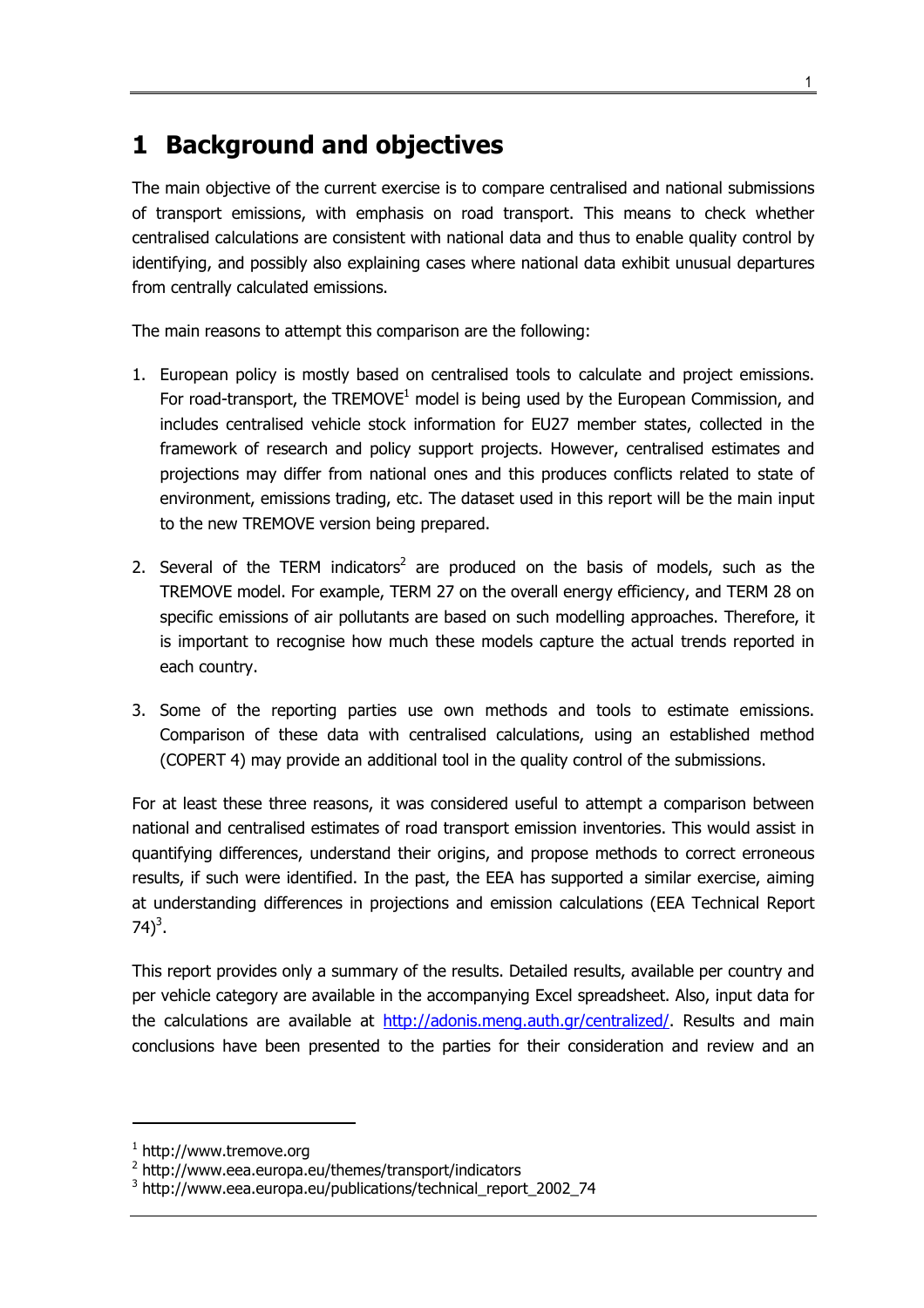# 1 Background and objectives

The main objective of the current exercise is to compare centralised and national submissions of transport emissions, with emphasis on road transport. This means to check whether centralised calculations are consistent with national data and thus to enable quality control by identifying, and possibly also explaining cases where national data exhibit unusual departures from centrally calculated emissions.

The main reasons to attempt this comparison are the following:

1. European policy is mostly based on centralised tools to calculate and project emissions. For road-transport, the TREMOVE[1] model is being used by the European Commission, and includes centralised vehicle stock information for EU27 member states, collected in the framework of research and policy support projects. However, centralised estimates and projections may differ from national ones and this produces conflicts related to state of environment, emissions trading, etc. The dataset used in this report will be the main input to the new TREMOVE version being prepared.

2. Several of the TERM indicators[2] are produced on the basis of models, such as the TREMOVE model. For example, TERM 27 on the overall energy efficiency, and TERM 28 on specific emissions of air pollutants are based on such modelling approaches. Therefore, it is important to recognise how much these models capture the actual trends reported in each country.

3. Some of the reporting parties use own methods and tools to estimate emissions. Comparison of these data with centralised calculations, using an established method (COPERT 4) may provide an additional tool in the quality control of the submissions.

For at least these three reasons, it was considered useful to attempt a comparison between national and centralised estimates of road transport emission inventories. This would assist in quantifying differences, understand their origins, and propose methods to correct erroneous results, if such were identified. In the past, the EEA has supported a similar exercise, aiming at understanding differences in projections and emission calculations (EEA Technical Report 74)[3].

This report provides only a summary of the results. Detailed results, available per country and per vehicle category are available in the accompanying Excel spreadsheet. Also, input data for the calculations are available at http://adonis.meng.auth.gr/centralized/. Results and main conclusions have been presented to the parties for their consideration and review and an

---

[1] http://www.tremove.org

[2] http://www.eea.europa.eu/themes/transport/indicators

[3] http://www.eea.europa.eu/publications/technical_report_2002_74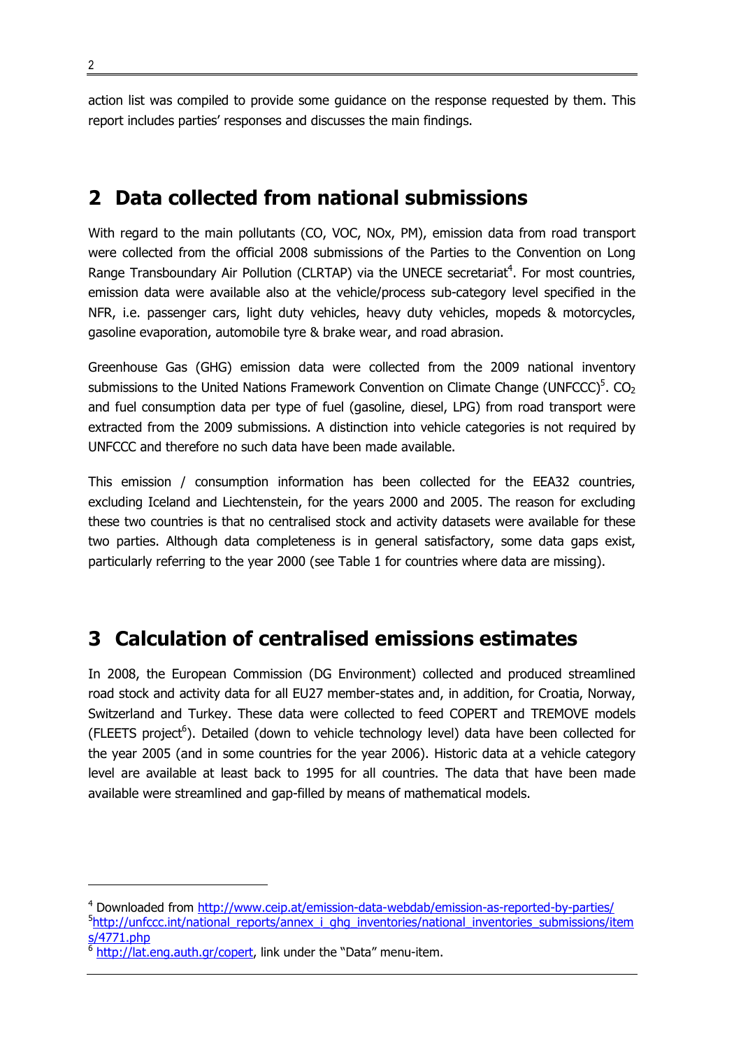action list was compiled to provide some guidance on the response requested by them. This report includes parties' responses and discusses the main findings.

# 2 Data collected from national submissions

With regard to the main pollutants (CO, VOC, NOx, PM), emission data from road transport were collected from the official 2008 submissions of the Parties to the Convention on Long Range Transboundary Air Pollution (CLRTAP) via the UNECE secretariat[4]. For most countries, emission data were available also at the vehicle/process sub-category level specified in the NFR, i.e. passenger cars, light duty vehicles, heavy duty vehicles, mopeds & motorcycles, gasoline evaporation, automobile tyre & brake wear, and road abrasion.

Greenhouse Gas (GHG) emission data were collected from the 2009 national inventory submissions to the United Nations Framework Convention on Climate Change (UNFCCC)[5]. $CO_2$ and fuel consumption data per type of fuel (gasoline, diesel, LPG) from road transport were extracted from the 2009 submissions. A distinction into vehicle categories is not required by UNFCCC and therefore no such data have been made available.

This emission / consumption information has been collected for the EEA32 countries, excluding Iceland and Liechtenstein, for the years 2000 and 2005. The reason for excluding these two countries is that no centralised stock and activity datasets were available for these two parties. Although data completeness is in general satisfactory, some data gaps exist, particularly referring to the year 2000 (see Table 1 for countries where data are missing).

# 3 Calculation of centralised emissions estimates

In 2008, the European Commission (DG Environment) collected and produced streamlined road stock and activity data for all EU27 member-states and, in addition, for Croatia, Norway, Switzerland and Turkey. These data were collected to feed COPERT and TREMOVE models (FLEETS project[6]). Detailed (down to vehicle technology level) data have been collected for the year 2005 (and in some countries for the year 2006). Historic data at a vehicle category level are available at least back to 1995 for all countries. The data that have been made available were streamlined and gap-filled by means of mathematical models.

---

[4] Downloaded from http://www.ceip.at/emission-data-webdab/emission-as-reported-by-parties/

[5] http://unfccc.int/national_reports/annex_i_ghg_inventories/national_inventories_submissions/items/4771.php

[6] http://lat.eng.auth.gr/copert, link under the "Data" menu-item.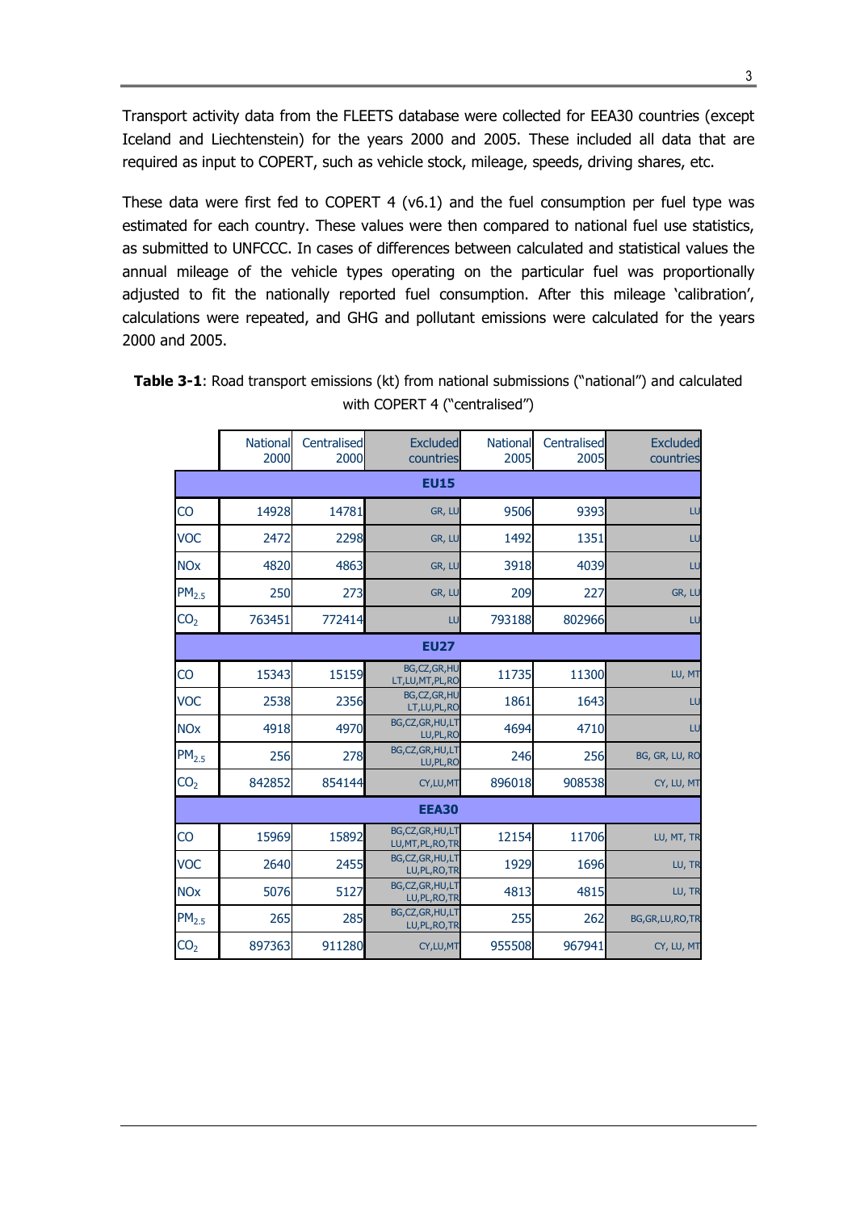Transport activity data from the FLEETS database were collected for EEA30 countries (except Iceland and Liechtenstein) for the years 2000 and 2005. These included all data that are required as input to COPERT, such as vehicle stock, mileage, speeds, driving shares, etc.

These data were first fed to COPERT 4 (v6.1) and the fuel consumption per fuel type was estimated for each country. These values were then compared to national fuel use statistics, as submitted to UNFCCC. In cases of differences between calculated and statistical values the annual mileage of the vehicle types operating on the particular fuel was proportionally adjusted to fit the nationally reported fuel consumption. After this mileage 'calibration', calculations were repeated, and GHG and pollutant emissions were calculated for the years 2000 and 2005.

**Table 3-1**: Road transport emissions (kt) from national submissions ("national") and calculated with COPERT 4 ("centralised")

| | National 2000 | Centralised 2000 | Excluded countries | National 2005 | Centralised 2005 | Excluded countries |
|---|---|---|---|---|---|---|
| **EU15** | | | | | | |
| CO | 14928 | 14781 | GR, LU | 9506 | 9393 | LU |
| VOC | 2472 | 2298 | GR, LU | 1492 | 1351 | LU |
| NOx | 4820 | 4863 | GR, LU | 3918 | 4039 | LU |
| $PM_{2.5}$ | 250 | 273 | GR, LU | 209 | 227 | GR, LU |
| $CO_2$ | 763451 | 772414 | LU | 793188 | 802966 | LU |
| **EU27** | | | | | | |
| CO | 15343 | 15159 | BG,CZ,GR,HU LT,LU,MT,PL,RO | 11735 | 11300 | LU, MT |
| VOC | 2538 | 2356 | BG,CZ,GR,HU LT,LU,PL,RO | 1861 | 1643 | LU |
| NOx | 4918 | 4970 | BG,CZ,GR,HU,LT LU,PL,RO | 4694 | 4710 | LU |
| $PM_{2.5}$ | 256 | 278 | BG,CZ,GR,HU,LT LU,PL,RO | 246 | 256 | BG, GR, LU, RO |
| $CO_2$ | 842852 | 854144 | CY,LU,MT | 896018 | 908538 | CY, LU, MT |
| **EEA30** | | | | | | |
| CO | 15969 | 15892 | BG,CZ,GR,HU,LT LU,MT,PL,RO,TR | 12154 | 11706 | LU, MT, TR |
| VOC | 2640 | 2455 | BG,CZ,GR,HU,LT LU,PL,RO,TR | 1929 | 1696 | LU, TR |
| NOx | 5076 | 5127 | BG,CZ,GR,HU,LT LU,PL,RO,TR | 4813 | 4815 | LU, TR |
| $PM_{2.5}$ | 265 | 285 | BG,CZ,GR,HU,LT LU,PL,RO,TR | 255 | 262 | BG,GR,LU,RO,TR |
| $CO_2$ | 897363 | 911280 | CY,LU,MT | 955508 | 967941 | CY, LU, MT |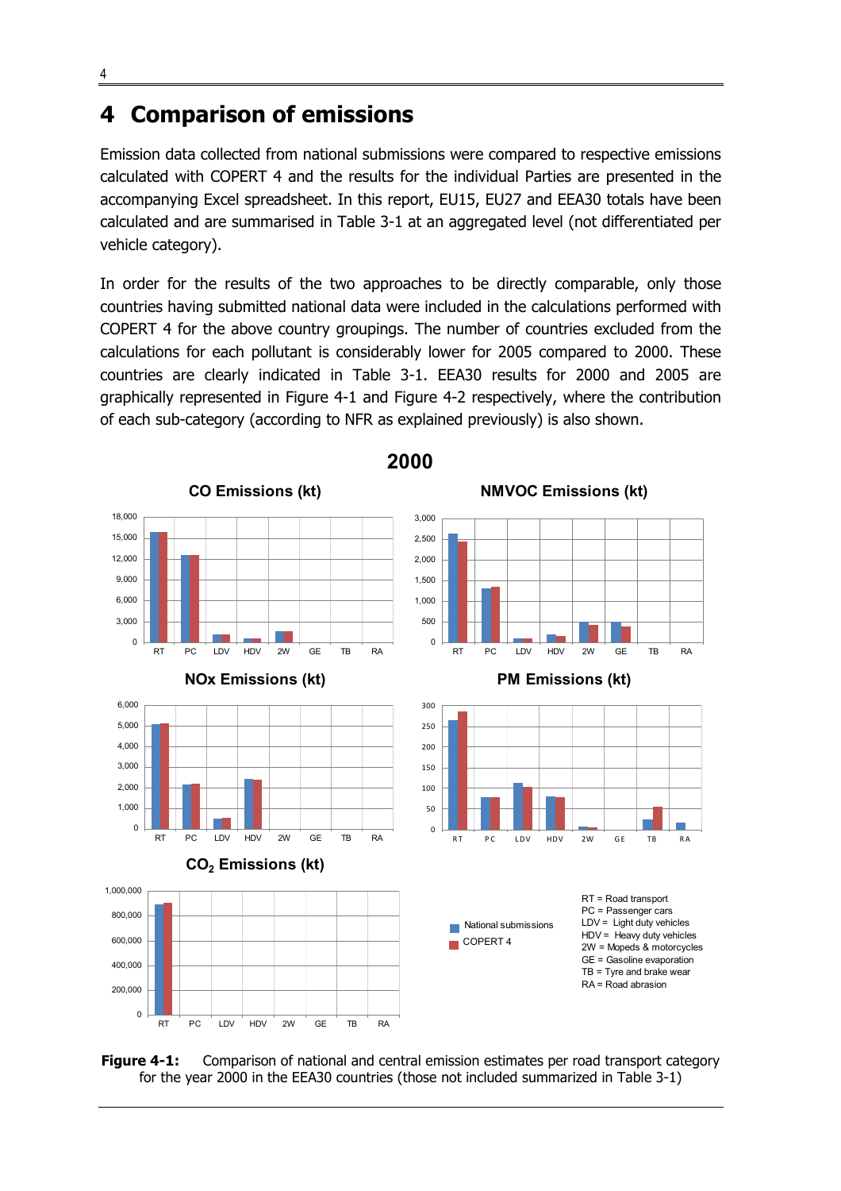# 4 Comparison of emissions

Emission data collected from national submissions were compared to respective emissions calculated with COPERT 4 and the results for the individual Parties are presented in the accompanying Excel spreadsheet. In this report, EU15, EU27 and EEA30 totals have been calculated and are summarised in Table 3-1 at an aggregated level (not differentiated per vehicle category).

In order for the results of the two approaches to be directly comparable, only those countries having submitted national data were included in the calculations performed with COPERT 4 for the above country groupings. The number of countries excluded from the calculations for each pollutant is considerably lower for 2005 compared to 2000. These countries are clearly indicated in Table 3-1. EEA30 results for 2000 and 2005 are graphically represented in Figure 4-1 and Figure 4-2 respectively, where the contribution of each sub-category (according to NFR as explained previously) is also shown.

**2000**

CO Emissions (kt)

NMVOC Emissions (kt)

NOx Emissions (kt)

PM Emissions (kt)

$CO_2$ Emissions (kt)

National submissions
COPERT 4

RT = Road transport
PC = Passenger cars
LDV = Light duty vehicles
HDV = Heavy duty vehicles
2W = Mopeds & motorcycles
GE = Gasoline evaporation
TB = Tyre and brake wear
RA = Road abrasion

**Figure 4-1:** Comparison of national and central emission estimates per road transport category for the year 2000 in the EEA30 countries (those not included summarized in Table 3-1)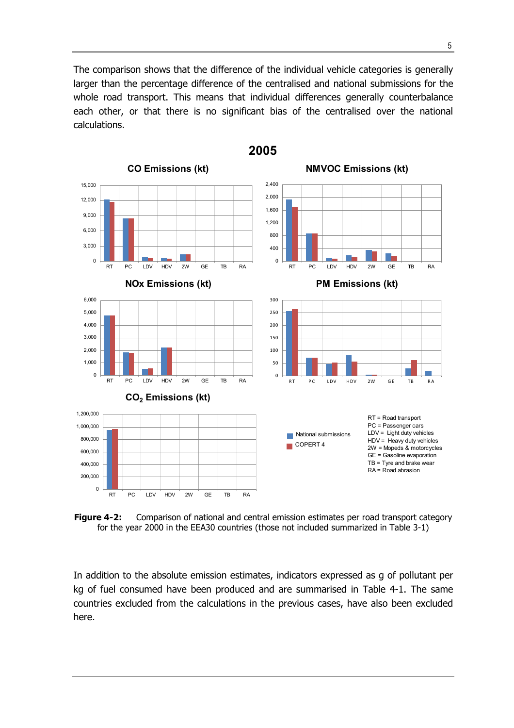The comparison shows that the difference of the individual vehicle categories is generally larger than the percentage difference of the centralised and national submissions for the whole road transport. This means that individual differences generally counterbalance each other, or that there is no significant bias of the centralised over the national calculations.

**Figure 4-2:** Comparison of national and central emission estimates per road transport category for the year 2000 in the EEA30 countries (those not included summarized in Table 3-1)

In addition to the absolute emission estimates, indicators expressed as g of pollutant per kg of fuel consumed have been produced and are summarised in Table 4-1. The same countries excluded from the calculations in the previous cases, have also been excluded here.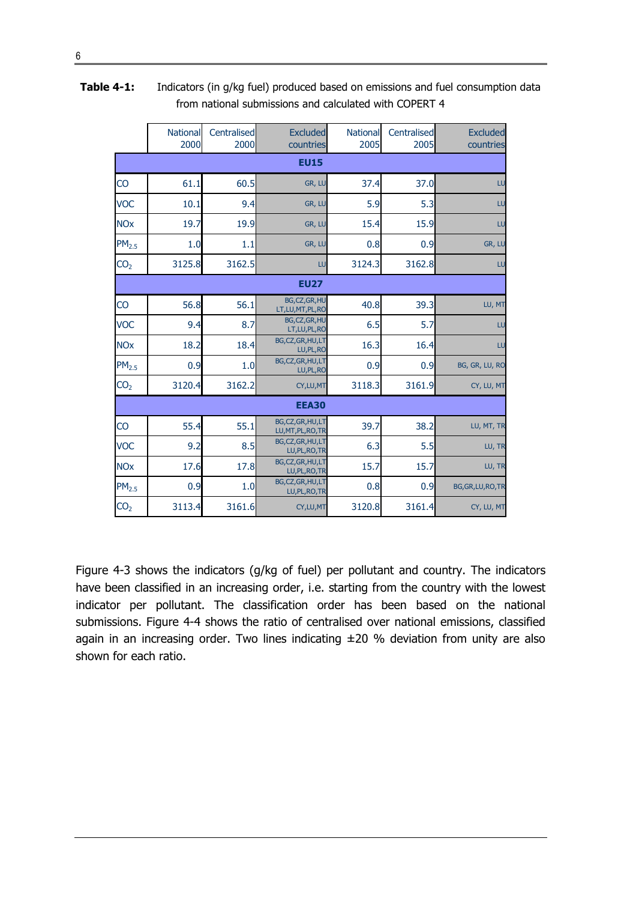**Table 4-1:** Indicators (in g/kg fuel) produced based on emissions and fuel consumption data from national submissions and calculated with COPERT 4

| | National 2000 | Centralised 2000 | Excluded countries | National 2005 | Centralised 2005 | Excluded countries |
|---|---|---|---|---|---|---|
| **EU15** | | | | | | |
| CO | 61.1 | 60.5 | GR, LU | 37.4 | 37.0 | LU |
| VOC | 10.1 | 9.4 | GR, LU | 5.9 | 5.3 | LU |
| NOx | 19.7 | 19.9 | GR, LU | 15.4 | 15.9 | LU |
| $PM_{2.5}$ | 1.0 | 1.1 | GR, LU | 0.8 | 0.9 | GR, LU |
| $CO_2$ | 3125.8 | 3162.5 | LU | 3124.3 | 3162.8 | LU |
| **EU27** | | | | | | |
| CO | 56.8 | 56.1 | BG,CZ,GR,HU LT,LU,MT,PL,RO | 40.8 | 39.3 | LU, MT |
| VOC | 9.4 | 8.7 | BG,CZ,GR,HU LT,LU,PL,RO | 6.5 | 5.7 | LU |
| NOx | 18.2 | 18.4 | BG,CZ,GR,HU,LT LU,PL,RO | 16.3 | 16.4 | LU |
| $PM_{2.5}$ | 0.9 | 1.0 | BG,CZ,GR,HU,LT LU,PL,RO | 0.9 | 0.9 | BG, GR, LU, RO |
| $CO_2$ | 3120.4 | 3162.2 | CY,LU,MT | 3118.3 | 3161.9 | CY, LU, MT |
| **EEA30** | | | | | | |
| CO | 55.4 | 55.1 | BG,CZ,GR,HU,LT LU,MT,PL,RO,TR | 39.7 | 38.2 | LU, MT, TR |
| VOC | 9.2 | 8.5 | BG,CZ,GR,HU,LT LU,PL,RO,TR | 6.3 | 5.5 | LU, TR |
| NOx | 17.6 | 17.8 | BG,CZ,GR,HU,LT LU,PL,RO,TR | 15.7 | 15.7 | LU, TR |
| $PM_{2.5}$ | 0.9 | 1.0 | BG,CZ,GR,HU,LT LU,PL,RO,TR | 0.8 | 0.9 | BG,GR,LU,RO,TR |
| $CO_2$ | 3113.4 | 3161.6 | CY,LU,MT | 3120.8 | 3161.4 | CY, LU, MT |

Figure 4-3 shows the indicators (g/kg of fuel) per pollutant and country. The indicators have been classified in an increasing order, i.e. starting from the country with the lowest indicator per pollutant. The classification order has been based on the national submissions. Figure 4-4 shows the ratio of centralised over national emissions, classified again in an increasing order. Two lines indicating ±20 % deviation from unity are also shown for each ratio.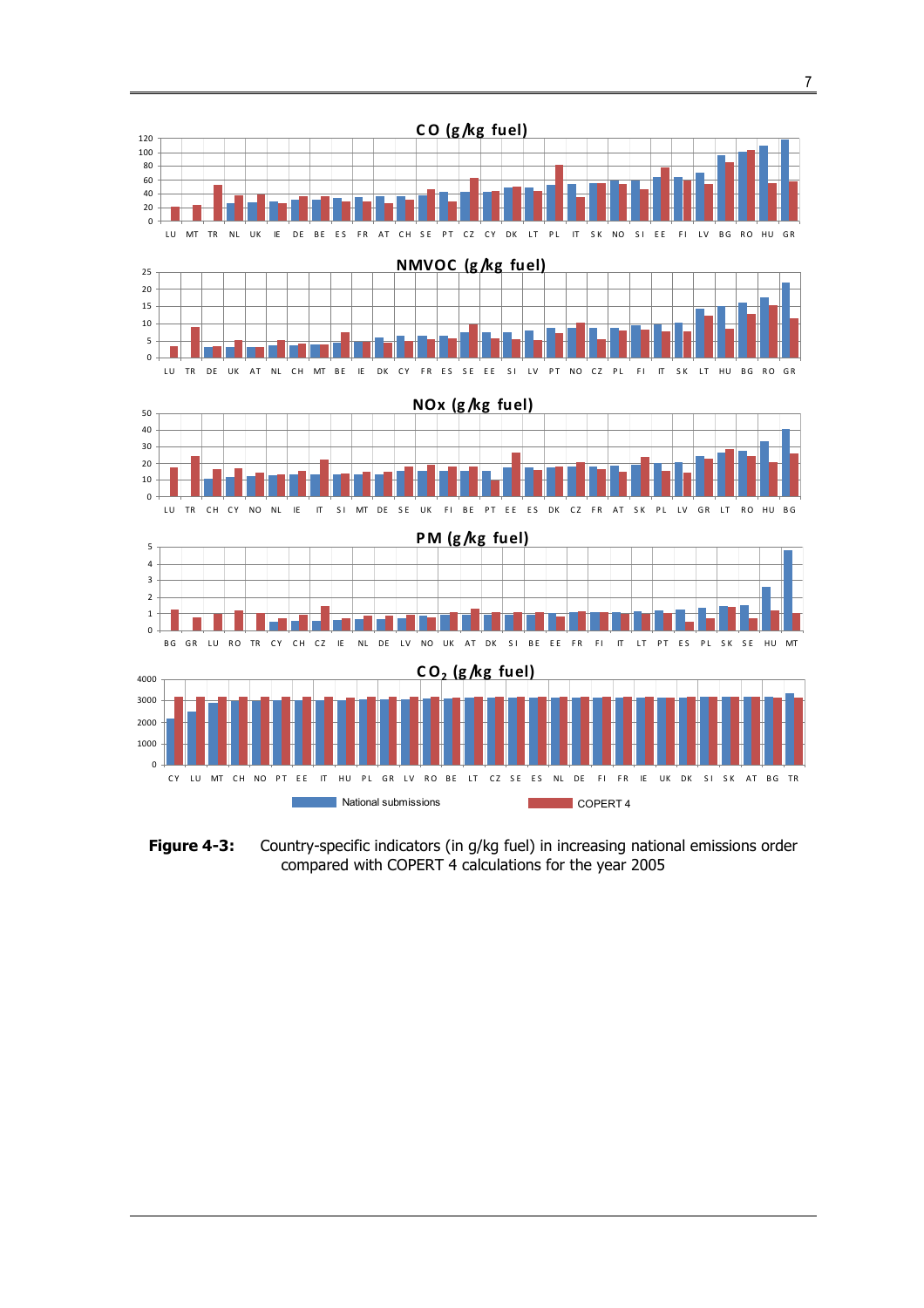**Figure 4-3:** Country-specific indicators (in g/kg fuel) in increasing national emissions order compared with COPERT 4 calculations for the year 2005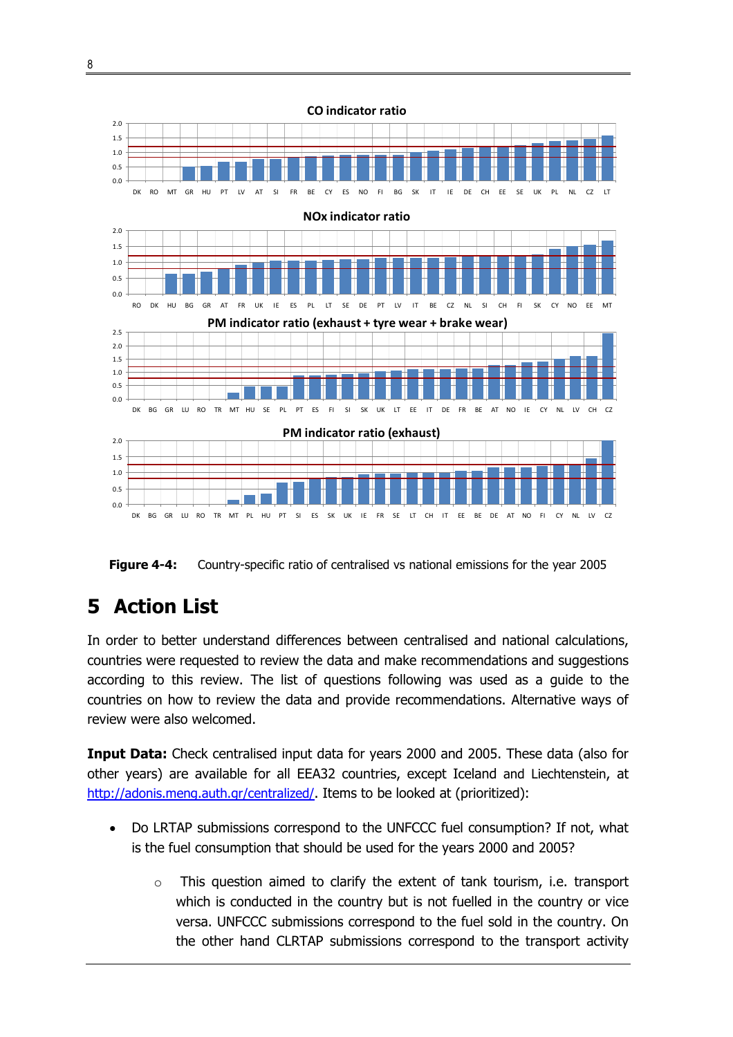**Figure 4-4:** Country-specific ratio of centralised vs national emissions for the year 2005

# 5 Action List

In order to better understand differences between centralised and national calculations, countries were requested to review the data and make recommendations and suggestions according to this review. The list of questions following was used as a guide to the countries on how to review the data and provide recommendations. Alternative ways of review were also welcomed.

**Input Data:** Check centralised input data for years 2000 and 2005. These data (also for other years) are available for all EEA32 countries, except Iceland and Liechtenstein, at http://adonis.meng.auth.gr/centralized/. Items to be looked at (prioritized):

- Do LRTAP submissions correspond to the UNFCCC fuel consumption? If not, what is the fuel consumption that should be used for the years 2000 and 2005?
  - This question aimed to clarify the extent of tank tourism, i.e. transport which is conducted in the country but is not fuelled in the country or vice versa. UNFCCC submissions correspond to the fuel sold in the country. On the other hand CLRTAP submissions correspond to the transport activity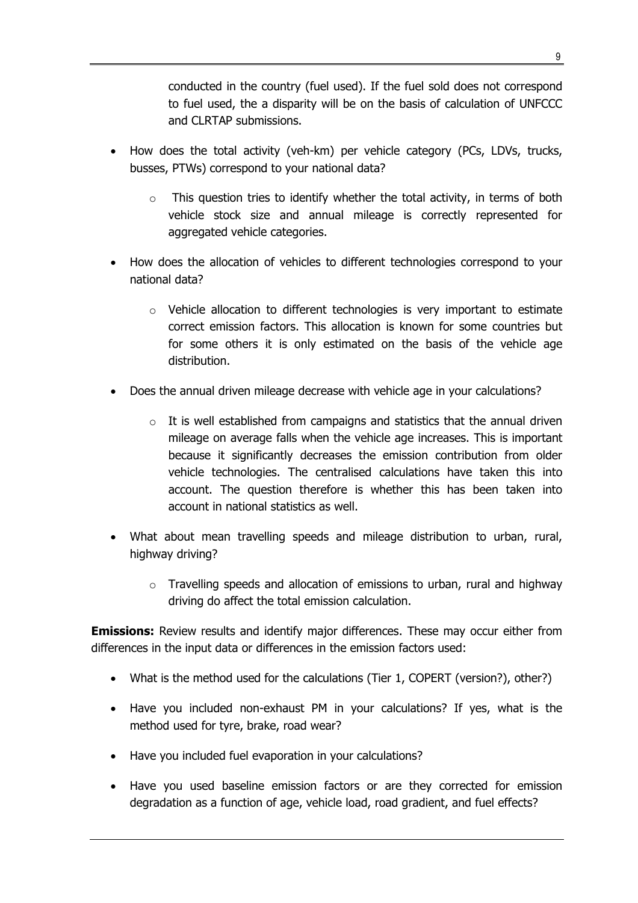conducted in the country (fuel used). If the fuel sold does not correspond to fuel used, the a disparity will be on the basis of calculation of UNFCCC and CLRTAP submissions.

- How does the total activity (veh-km) per vehicle category (PCs, LDVs, trucks, busses, PTWs) correspond to your national data?
    - This question tries to identify whether the total activity, in terms of both vehicle stock size and annual mileage is correctly represented for aggregated vehicle categories.
- How does the allocation of vehicles to different technologies correspond to your national data?
    - Vehicle allocation to different technologies is very important to estimate correct emission factors. This allocation is known for some countries but for some others it is only estimated on the basis of the vehicle age distribution.
- Does the annual driven mileage decrease with vehicle age in your calculations?
    - It is well established from campaigns and statistics that the annual driven mileage on average falls when the vehicle age increases. This is important because it significantly decreases the emission contribution from older vehicle technologies. The centralised calculations have taken this into account. The question therefore is whether this has been taken into account in national statistics as well.
- What about mean travelling speeds and mileage distribution to urban, rural, highway driving?
    - Travelling speeds and allocation of emissions to urban, rural and highway driving do affect the total emission calculation.

**Emissions:** Review results and identify major differences. These may occur either from differences in the input data or differences in the emission factors used:

- What is the method used for the calculations (Tier 1, COPERT (version?), other?)
- Have you included non-exhaust PM in your calculations? If yes, what is the method used for tyre, brake, road wear?
- Have you included fuel evaporation in your calculations?
- Have you used baseline emission factors or are they corrected for emission degradation as a function of age, vehicle load, road gradient, and fuel effects?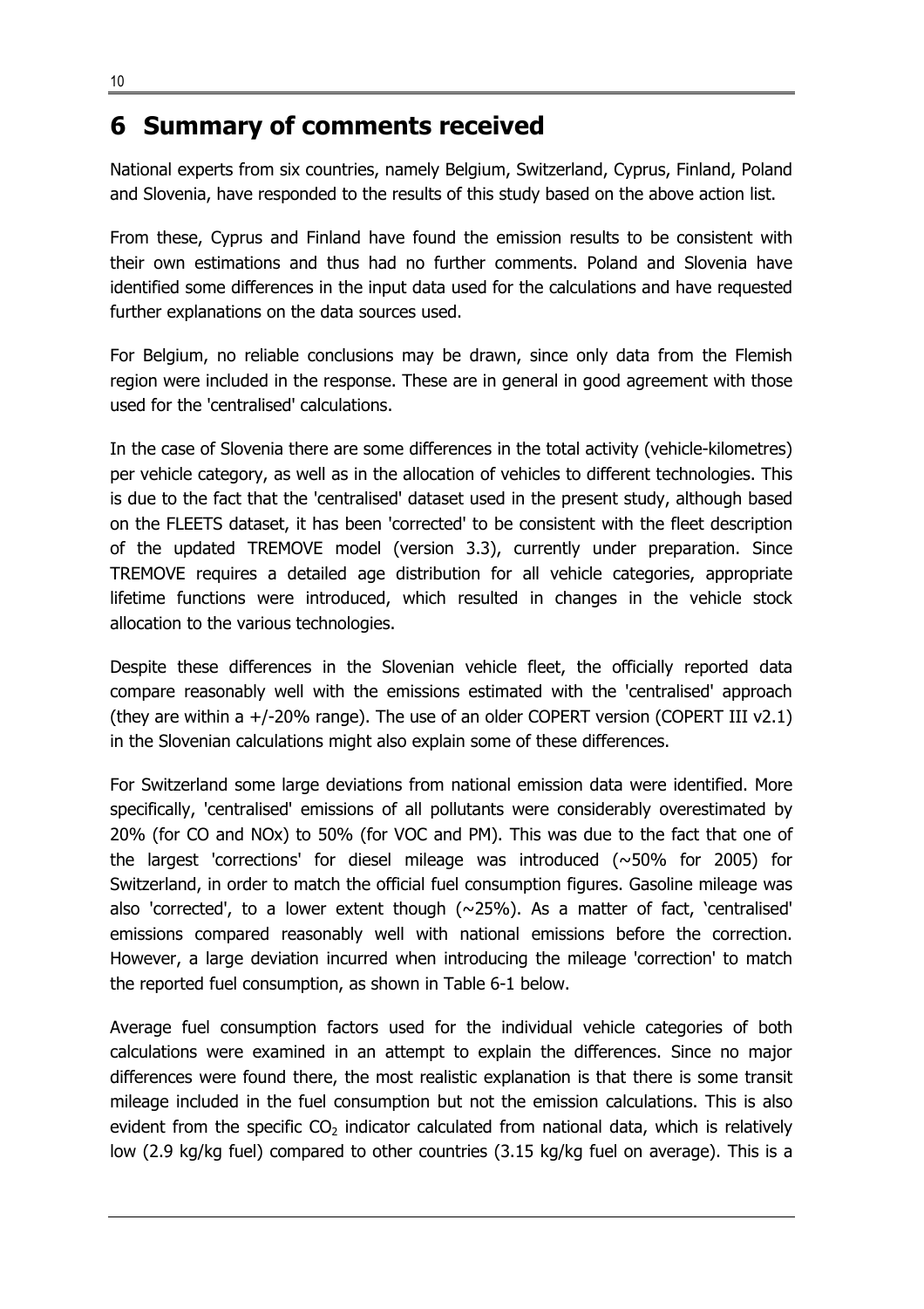# 6 Summary of comments received

National experts from six countries, namely Belgium, Switzerland, Cyprus, Finland, Poland and Slovenia, have responded to the results of this study based on the above action list.

From these, Cyprus and Finland have found the emission results to be consistent with their own estimations and thus had no further comments. Poland and Slovenia have identified some differences in the input data used for the calculations and have requested further explanations on the data sources used.

For Belgium, no reliable conclusions may be drawn, since only data from the Flemish region were included in the response. These are in general in good agreement with those used for the 'centralised' calculations.

In the case of Slovenia there are some differences in the total activity (vehicle-kilometres) per vehicle category, as well as in the allocation of vehicles to different technologies. This is due to the fact that the 'centralised' dataset used in the present study, although based on the FLEETS dataset, it has been 'corrected' to be consistent with the fleet description of the updated TREMOVE model (version 3.3), currently under preparation. Since TREMOVE requires a detailed age distribution for all vehicle categories, appropriate lifetime functions were introduced, which resulted in changes in the vehicle stock allocation to the various technologies.

Despite these differences in the Slovenian vehicle fleet, the officially reported data compare reasonably well with the emissions estimated with the 'centralised' approach (they are within a +/-20% range). The use of an older COPERT version (COPERT III v2.1) in the Slovenian calculations might also explain some of these differences.

For Switzerland some large deviations from national emission data were identified. More specifically, 'centralised' emissions of all pollutants were considerably overestimated by 20% (for CO and NOx) to 50% (for VOC and PM). This was due to the fact that one of the largest 'corrections' for diesel mileage was introduced (~50% for 2005) for Switzerland, in order to match the official fuel consumption figures. Gasoline mileage was also 'corrected', to a lower extent though (~25%). As a matter of fact, 'centralised' emissions compared reasonably well with national emissions before the correction. However, a large deviation incurred when introducing the mileage 'correction' to match the reported fuel consumption, as shown in Table 6-1 below.

Average fuel consumption factors used for the individual vehicle categories of both calculations were examined in an attempt to explain the differences. Since no major differences were found there, the most realistic explanation is that there is some transit mileage included in the fuel consumption but not the emission calculations. This is also evident from the specific $CO_2$ indicator calculated from national data, which is relatively low (2.9 kg/kg fuel) compared to other countries (3.15 kg/kg fuel on average). This is a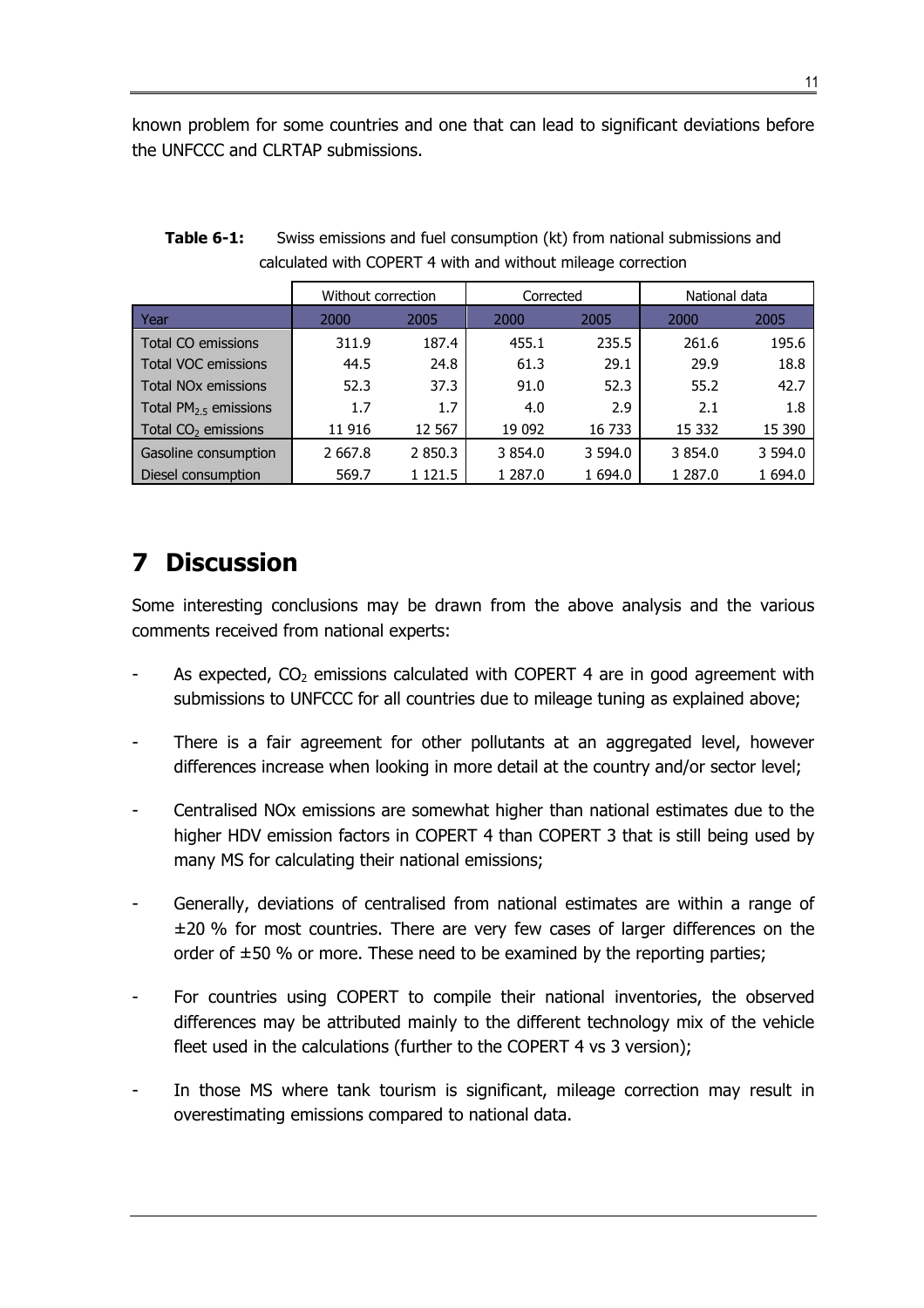known problem for some countries and one that can lead to significant deviations before the UNFCCC and CLRTAP submissions.

**Table 6-1:** Swiss emissions and fuel consumption (kt) from national submissions and calculated with COPERT 4 with and without mileage correction

| | Without correction | | Corrected | | National data | |
|---|---|---|---|---|---|---|
| Year | 2000 | 2005 | 2000 | 2005 | 2000 | 2005 |
| Total CO emissions | 311.9 | 187.4 | 455.1 | 235.5 | 261.6 | 195.6 |
| Total VOC emissions | 44.5 | 24.8 | 61.3 | 29.1 | 29.9 | 18.8 |
| Total NOx emissions | 52.3 | 37.3 | 91.0 | 52.3 | 55.2 | 42.7 |
| Total $PM_{2.5}$ emissions | 1.7 | 1.7 | 4.0 | 2.9 | 2.1 | 1.8 |
| Total $CO_2$ emissions | 11 916 | 12 567 | 19 092 | 16 733 | 15 332 | 15 390 |
| Gasoline consumption | 2 667.8 | 2 850.3 | 3 854.0 | 3 594.0 | 3 854.0 | 3 594.0 |
| Diesel consumption | 569.7 | 1 121.5 | 1 287.0 | 1 694.0 | 1 287.0 | 1 694.0 |

# 7 Discussion

Some interesting conclusions may be drawn from the above analysis and the various comments received from national experts:

- As expected, $CO_2$ emissions calculated with COPERT 4 are in good agreement with submissions to UNFCCC for all countries due to mileage tuning as explained above;
- There is a fair agreement for other pollutants at an aggregated level, however differences increase when looking in more detail at the country and/or sector level;
- Centralised NOx emissions are somewhat higher than national estimates due to the higher HDV emission factors in COPERT 4 than COPERT 3 that is still being used by many MS for calculating their national emissions;
- Generally, deviations of centralised from national estimates are within a range of ±20 % for most countries. There are very few cases of larger differences on the order of ±50 % or more. These need to be examined by the reporting parties;
- For countries using COPERT to compile their national inventories, the observed differences may be attributed mainly to the different technology mix of the vehicle fleet used in the calculations (further to the COPERT 4 vs 3 version);
- In those MS where tank tourism is significant, mileage correction may result in overestimating emissions compared to national data.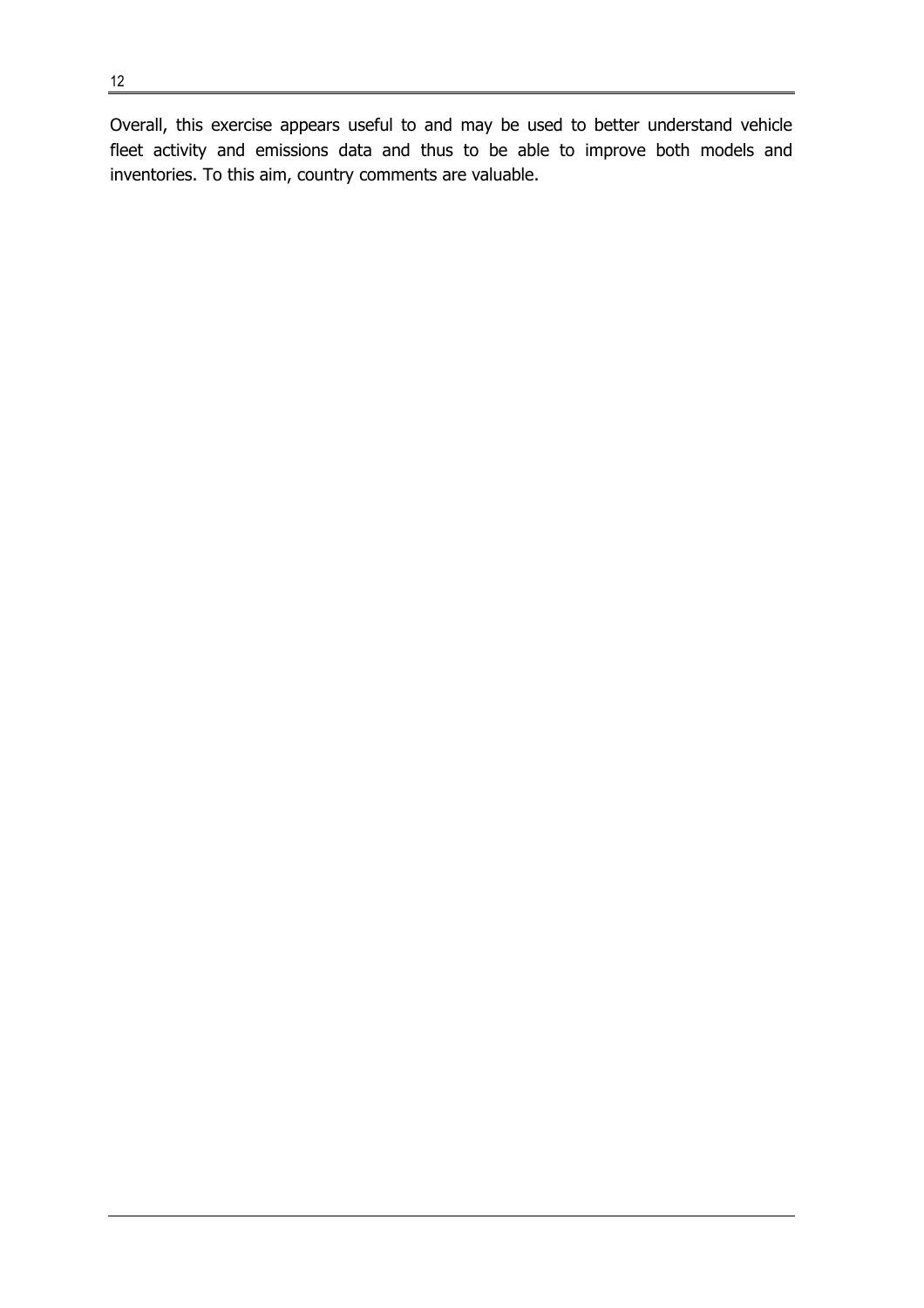Overall, this exercise appears useful to and may be used to better understand vehicle fleet activity and emissions data and thus to be able to improve both models and inventories. To this aim, country comments are valuable.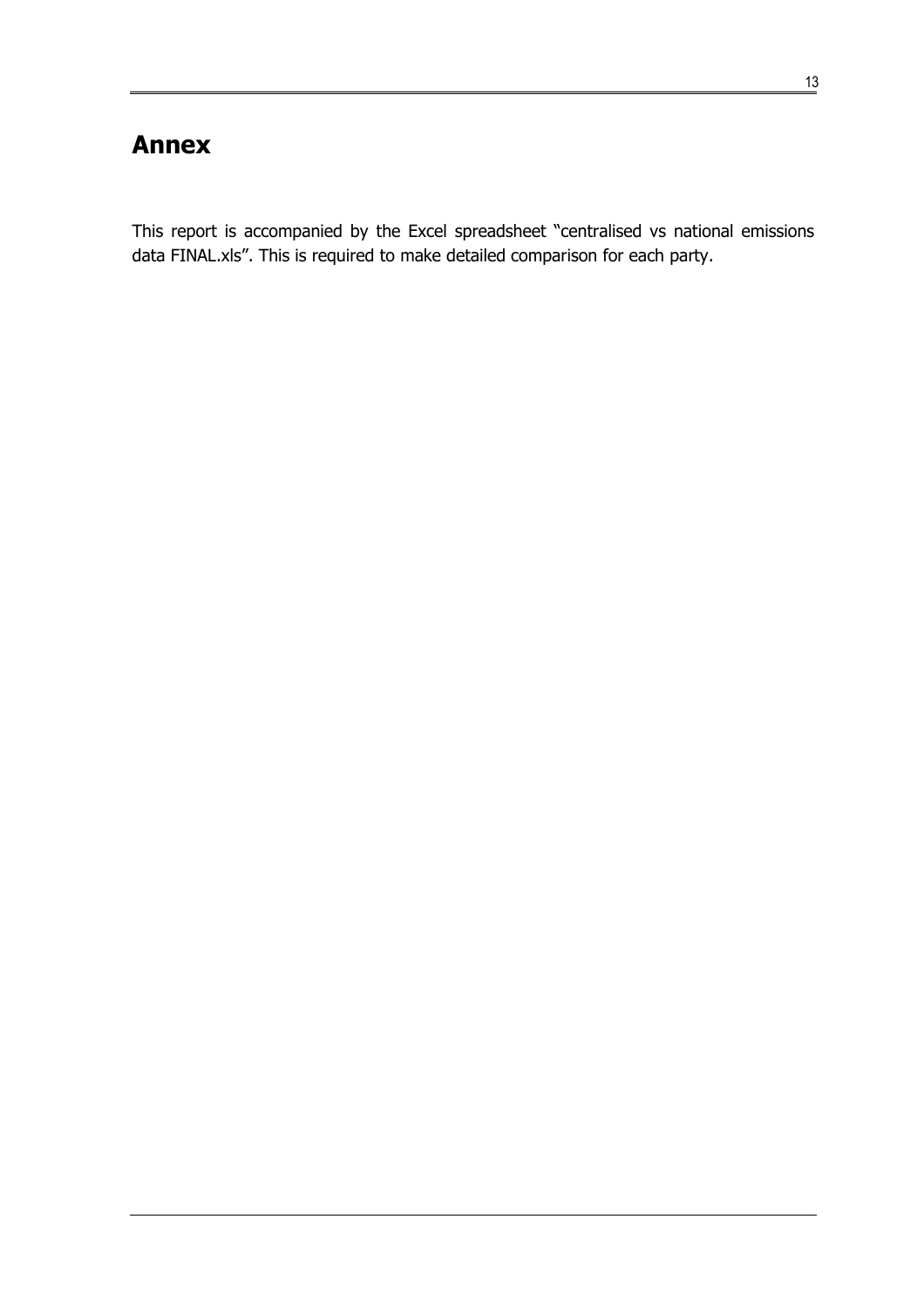# Annex

This report is accompanied by the Excel spreadsheet "centralised vs national emissions data FINAL.xls". This is required to make detailed comparison for each party.